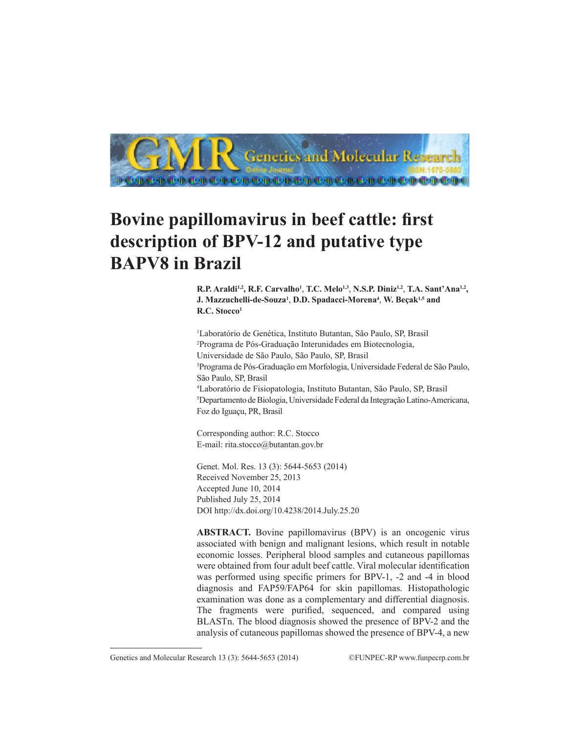# Bovine papillomavirus in beef cattle: first description of BPV-12 and putative type BAPV8 in Brazil

**R.P. Araldi[1,2], R.F. Carvalho[1], T.C. Melo[1,3], N.S.P. Diniz[1,2], T.A. Sant'Ana[1,2], J. Mazzuchelli-de-Souza[1], D.D. Spadacci-Morena[4], W. Beçak[1,5] and R.C. Stocco[1]**

[1]Laboratório de Genética, Instituto Butantan, São Paulo, SP, Brasil
[2]Programa de Pós-Graduação Interunidades em Biotecnologia, Universidade de São Paulo, São Paulo, SP, Brasil
[3]Programa de Pós-Graduação em Morfologia, Universidade Federal de São Paulo, São Paulo, SP, Brasil
[4]Laboratório de Fisiopatologia, Instituto Butantan, São Paulo, SP, Brasil
[5]Departamento de Biologia, Universidade Federal da Integração Latino-Americana, Foz do Iguaçu, PR, Brasil

Corresponding author: R.C. Stocco
E-mail: rita.stocco@butantan.gov.br

Genet. Mol. Res. 13 (3): 5644-5653 (2014)
Received November 25, 2013
Accepted June 10, 2014
Published July 25, 2014
DOI http://dx.doi.org/10.4238/2014.July.25.20

**ABSTRACT.** Bovine papillomavirus (BPV) is an oncogenic virus associated with benign and malignant lesions, which result in notable economic losses. Peripheral blood samples and cutaneous papillomas were obtained from four adult beef cattle. Viral molecular identification was performed using specific primers for BPV-1, -2 and -4 in blood diagnosis and FAP59/FAP64 for skin papillomas. Histopathologic examination was done as a complementary and differential diagnosis. The fragments were purified, sequenced, and compared using BLASTn. The blood diagnosis showed the presence of BPV-2 and the analysis of cutaneous papillomas showed the presence of BPV-4, a new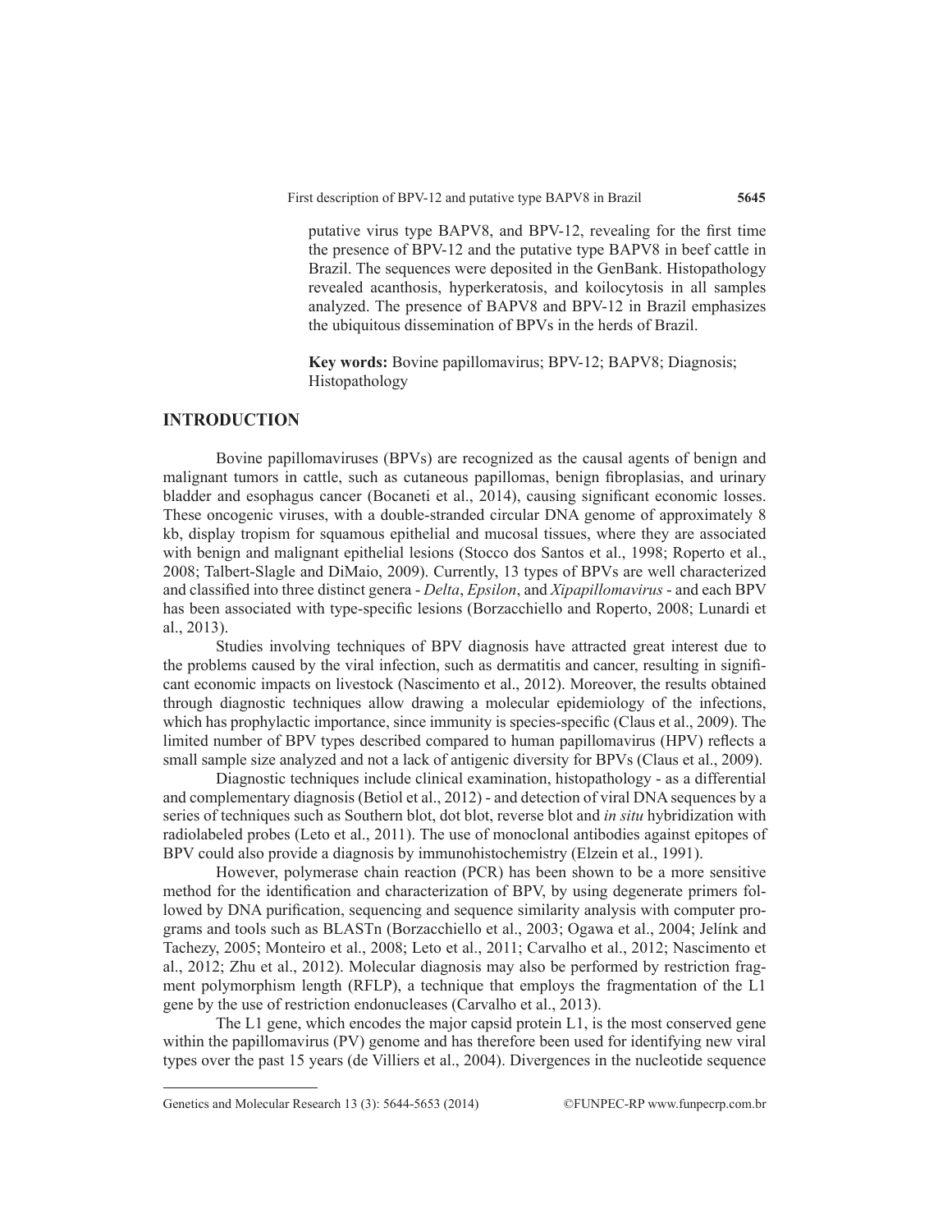putative virus type BAPV8, and BPV-12, revealing for the first time the presence of BPV-12 and the putative type BAPV8 in beef cattle in Brazil. The sequences were deposited in the GenBank. Histopathology revealed acanthosis, hyperkeratosis, and koilocytosis in all samples analyzed. The presence of BAPV8 and BPV-12 in Brazil emphasizes the ubiquitous dissemination of BPVs in the herds of Brazil.

**Key words:** Bovine papillomavirus; BPV-12; BAPV8; Diagnosis; Histopathology

## INTRODUCTION

Bovine papillomaviruses (BPVs) are recognized as the causal agents of benign and malignant tumors in cattle, such as cutaneous papillomas, benign fibroplasias, and urinary bladder and esophagus cancer (Bocaneti et al., 2014), causing significant economic losses. These oncogenic viruses, with a double-stranded circular DNA genome of approximately 8 kb, display tropism for squamous epithelial and mucosal tissues, where they are associated with benign and malignant epithelial lesions (Stocco dos Santos et al., 1998; Roperto et al., 2008; Talbert-Slagle and DiMaio, 2009). Currently, 13 types of BPVs are well characterized and classified into three distinct genera - *Delta*, *Epsilon*, and *Xipapillomavirus* - and each BPV has been associated with type-specific lesions (Borzacchiello and Roperto, 2008; Lunardi et al., 2013).

Studies involving techniques of BPV diagnosis have attracted great interest due to the problems caused by the viral infection, such as dermatitis and cancer, resulting in significant economic impacts on livestock (Nascimento et al., 2012). Moreover, the results obtained through diagnostic techniques allow drawing a molecular epidemiology of the infections, which has prophylactic importance, since immunity is species-specific (Claus et al., 2009). The limited number of BPV types described compared to human papillomavirus (HPV) reflects a small sample size analyzed and not a lack of antigenic diversity for BPVs (Claus et al., 2009).

Diagnostic techniques include clinical examination, histopathology - as a differential and complementary diagnosis (Betiol et al., 2012) - and detection of viral DNA sequences by a series of techniques such as Southern blot, dot blot, reverse blot and *in situ* hybridization with radiolabeled probes (Leto et al., 2011). The use of monoclonal antibodies against epitopes of BPV could also provide a diagnosis by immunohistochemistry (Elzein et al., 1991).

However, polymerase chain reaction (PCR) has been shown to be a more sensitive method for the identification and characterization of BPV, by using degenerate primers followed by DNA purification, sequencing and sequence similarity analysis with computer programs and tools such as BLASTn (Borzacchiello et al., 2003; Ogawa et al., 2004; Jelínk and Tachezy, 2005; Monteiro et al., 2008; Leto et al., 2011; Carvalho et al., 2012; Nascimento et al., 2012; Zhu et al., 2012). Molecular diagnosis may also be performed by restriction fragment polymorphism length (RFLP), a technique that employs the fragmentation of the L1 gene by the use of restriction endonucleases (Carvalho et al., 2013).

The L1 gene, which encodes the major capsid protein L1, is the most conserved gene within the papillomavirus (PV) genome and has therefore been used for identifying new viral types over the past 15 years (de Villiers et al., 2004). Divergences in the nucleotide sequence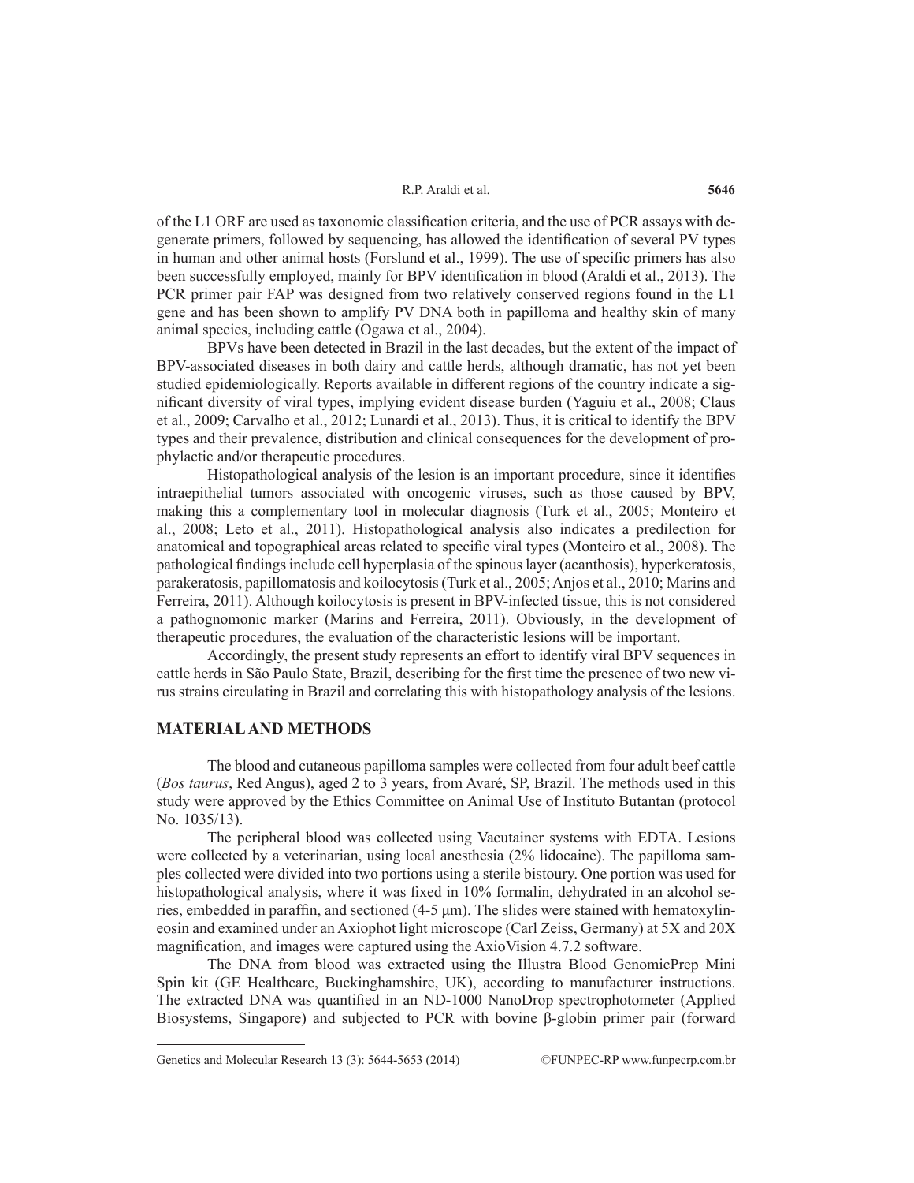of the L1 ORF are used as taxonomic classification criteria, and the use of PCR assays with degenerate primers, followed by sequencing, has allowed the identification of several PV types in human and other animal hosts (Forslund et al., 1999). The use of specific primers has also been successfully employed, mainly for BPV identification in blood (Araldi et al., 2013). The PCR primer pair FAP was designed from two relatively conserved regions found in the L1 gene and has been shown to amplify PV DNA both in papilloma and healthy skin of many animal species, including cattle (Ogawa et al., 2004).

BPVs have been detected in Brazil in the last decades, but the extent of the impact of BPV-associated diseases in both dairy and cattle herds, although dramatic, has not yet been studied epidemiologically. Reports available in different regions of the country indicate a significant diversity of viral types, implying evident disease burden (Yaguiu et al., 2008; Claus et al., 2009; Carvalho et al., 2012; Lunardi et al., 2013). Thus, it is critical to identify the BPV types and their prevalence, distribution and clinical consequences for the development of prophylactic and/or therapeutic procedures.

Histopathological analysis of the lesion is an important procedure, since it identifies intraepithelial tumors associated with oncogenic viruses, such as those caused by BPV, making this a complementary tool in molecular diagnosis (Turk et al., 2005; Monteiro et al., 2008; Leto et al., 2011). Histopathological analysis also indicates a predilection for anatomical and topographical areas related to specific viral types (Monteiro et al., 2008). The pathological findings include cell hyperplasia of the spinous layer (acanthosis), hyperkeratosis, parakeratosis, papillomatosis and koilocytosis (Turk et al., 2005; Anjos et al., 2010; Marins and Ferreira, 2011). Although koilocytosis is present in BPV-infected tissue, this is not considered a pathognomonic marker (Marins and Ferreira, 2011). Obviously, in the development of therapeutic procedures, the evaluation of the characteristic lesions will be important.

Accordingly, the present study represents an effort to identify viral BPV sequences in cattle herds in São Paulo State, Brazil, describing for the first time the presence of two new virus strains circulating in Brazil and correlating this with histopathology analysis of the lesions.

## MATERIAL AND METHODS

The blood and cutaneous papilloma samples were collected from four adult beef cattle (*Bos taurus*, Red Angus), aged 2 to 3 years, from Avaré, SP, Brazil. The methods used in this study were approved by the Ethics Committee on Animal Use of Instituto Butantan (protocol No. 1035/13).

The peripheral blood was collected using Vacutainer systems with EDTA. Lesions were collected by a veterinarian, using local anesthesia (2% lidocaine). The papilloma samples collected were divided into two portions using a sterile bistoury. One portion was used for histopathological analysis, where it was fixed in 10% formalin, dehydrated in an alcohol series, embedded in paraffin, and sectioned (4-5 μm). The slides were stained with hematoxylin-eosin and examined under an Axiophot light microscope (Carl Zeiss, Germany) at 5X and 20X magnification, and images were captured using the AxioVision 4.7.2 software.

The DNA from blood was extracted using the Illustra Blood GenomicPrep Mini Spin kit (GE Healthcare, Buckinghamshire, UK), according to manufacturer instructions. The extracted DNA was quantified in an ND-1000 NanoDrop spectrophotometer (Applied Biosystems, Singapore) and subjected to PCR with bovine β-globin primer pair (forward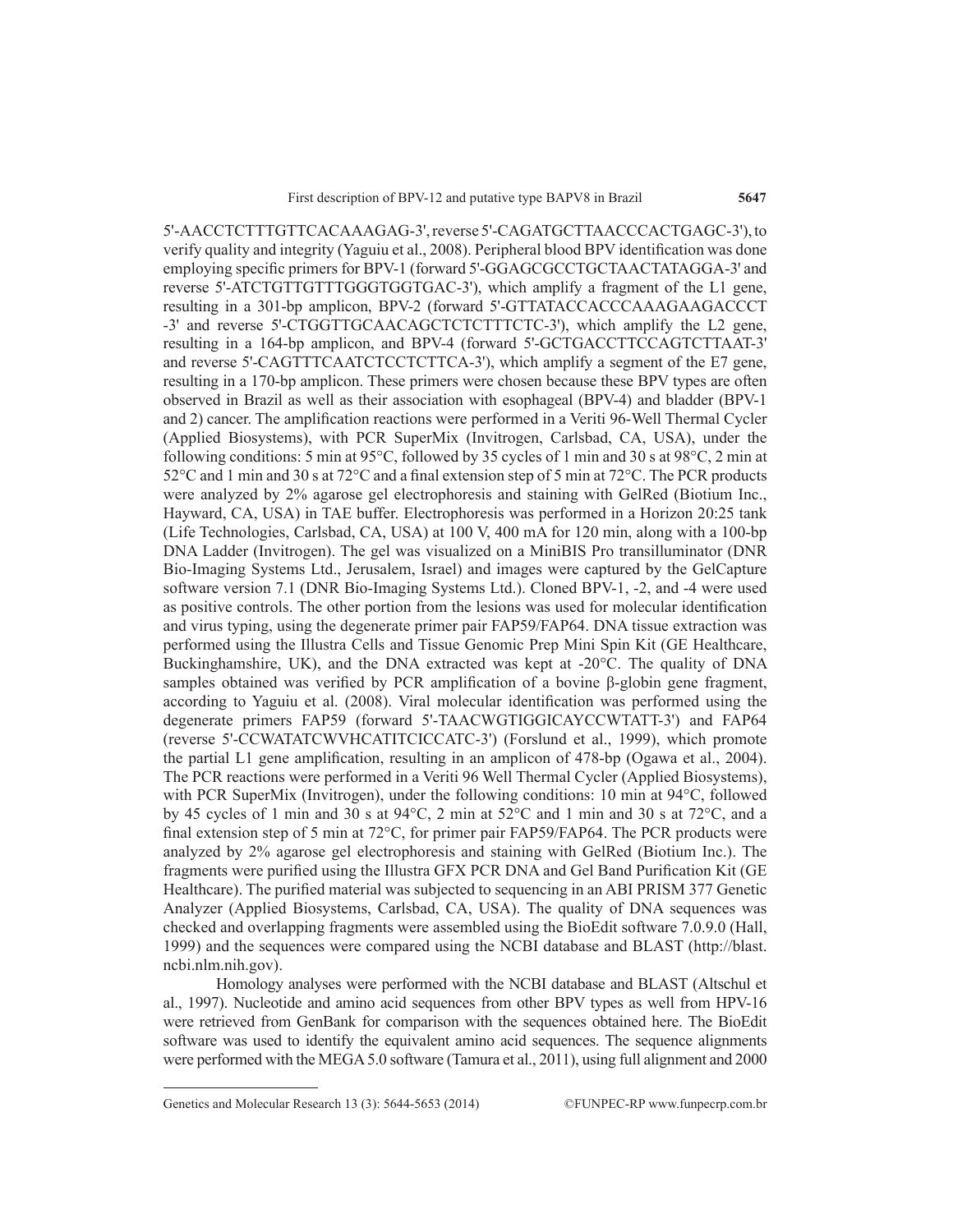5'-AACCTCTTTGTTCACAAAGAG-3', reverse 5'-CAGATGCTTAACCCACTGAGC-3'), to verify quality and integrity (Yaguiu et al., 2008). Peripheral blood BPV identification was done employing specific primers for BPV-1 (forward 5'-GGAGCGCCTGCTAACTATAGGA-3' and reverse 5'-ATCTGTTGTTTGGGTGGTGAC-3'), which amplify a fragment of the L1 gene, resulting in a 301-bp amplicon, BPV-2 (forward 5'-GTTATACCACCCAAAGAAGACCCT -3' and reverse 5'-CTGGTTGCAACAGCTCTCTTTCTC-3'), which amplify the L2 gene, resulting in a 164-bp amplicon, and BPV-4 (forward 5'-GCTGACCTTCCAGTCTTAAT-3' and reverse 5'-CAGTTTCAATCTCCTCTTCA-3'), which amplify a segment of the E7 gene, resulting in a 170-bp amplicon. These primers were chosen because these BPV types are often observed in Brazil as well as their association with esophageal (BPV-4) and bladder (BPV-1 and 2) cancer. The amplification reactions were performed in a Veriti 96-Well Thermal Cycler (Applied Biosystems), with PCR SuperMix (Invitrogen, Carlsbad, CA, USA), under the following conditions: 5 min at 95°C, followed by 35 cycles of 1 min and 30 s at 98°C, 2 min at 52°C and 1 min and 30 s at 72°C and a final extension step of 5 min at 72°C. The PCR products were analyzed by 2% agarose gel electrophoresis and staining with GelRed (Biotium Inc., Hayward, CA, USA) in TAE buffer. Electrophoresis was performed in a Horizon 20:25 tank (Life Technologies, Carlsbad, CA, USA) at 100 V, 400 mA for 120 min, along with a 100-bp DNA Ladder (Invitrogen). The gel was visualized on a MiniBIS Pro transilluminator (DNR Bio-Imaging Systems Ltd., Jerusalem, Israel) and images were captured by the GelCapture software version 7.1 (DNR Bio-Imaging Systems Ltd.). Cloned BPV-1, -2, and -4 were used as positive controls. The other portion from the lesions was used for molecular identification and virus typing, using the degenerate primer pair FAP59/FAP64. DNA tissue extraction was performed using the Illustra Cells and Tissue Genomic Prep Mini Spin Kit (GE Healthcare, Buckinghamshire, UK), and the DNA extracted was kept at -20°C. The quality of DNA samples obtained was verified by PCR amplification of a bovine β-globin gene fragment, according to Yaguiu et al. (2008). Viral molecular identification was performed using the degenerate primers FAP59 (forward 5'-TAACWGTIGGICAYCCWTATT-3') and FAP64 (reverse 5'-CCWATATCWVHCATITCICCATC-3') (Forslund et al., 1999), which promote the partial L1 gene amplification, resulting in an amplicon of 478-bp (Ogawa et al., 2004). The PCR reactions were performed in a Veriti 96 Well Thermal Cycler (Applied Biosystems), with PCR SuperMix (Invitrogen), under the following conditions: 10 min at 94°C, followed by 45 cycles of 1 min and 30 s at 94°C, 2 min at 52°C and 1 min and 30 s at 72°C, and a final extension step of 5 min at 72°C, for primer pair FAP59/FAP64. The PCR products were analyzed by 2% agarose gel electrophoresis and staining with GelRed (Biotium Inc.). The fragments were purified using the Illustra GFX PCR DNA and Gel Band Purification Kit (GE Healthcare). The purified material was subjected to sequencing in an ABI PRISM 377 Genetic Analyzer (Applied Biosystems, Carlsbad, CA, USA). The quality of DNA sequences was checked and overlapping fragments were assembled using the BioEdit software 7.0.9.0 (Hall, 1999) and the sequences were compared using the NCBI database and BLAST (http://blast.ncbi.nlm.nih.gov).

Homology analyses were performed with the NCBI database and BLAST (Altschul et al., 1997). Nucleotide and amino acid sequences from other BPV types as well from HPV-16 were retrieved from GenBank for comparison with the sequences obtained here. The BioEdit software was used to identify the equivalent amino acid sequences. The sequence alignments were performed with the MEGA 5.0 software (Tamura et al., 2011), using full alignment and 2000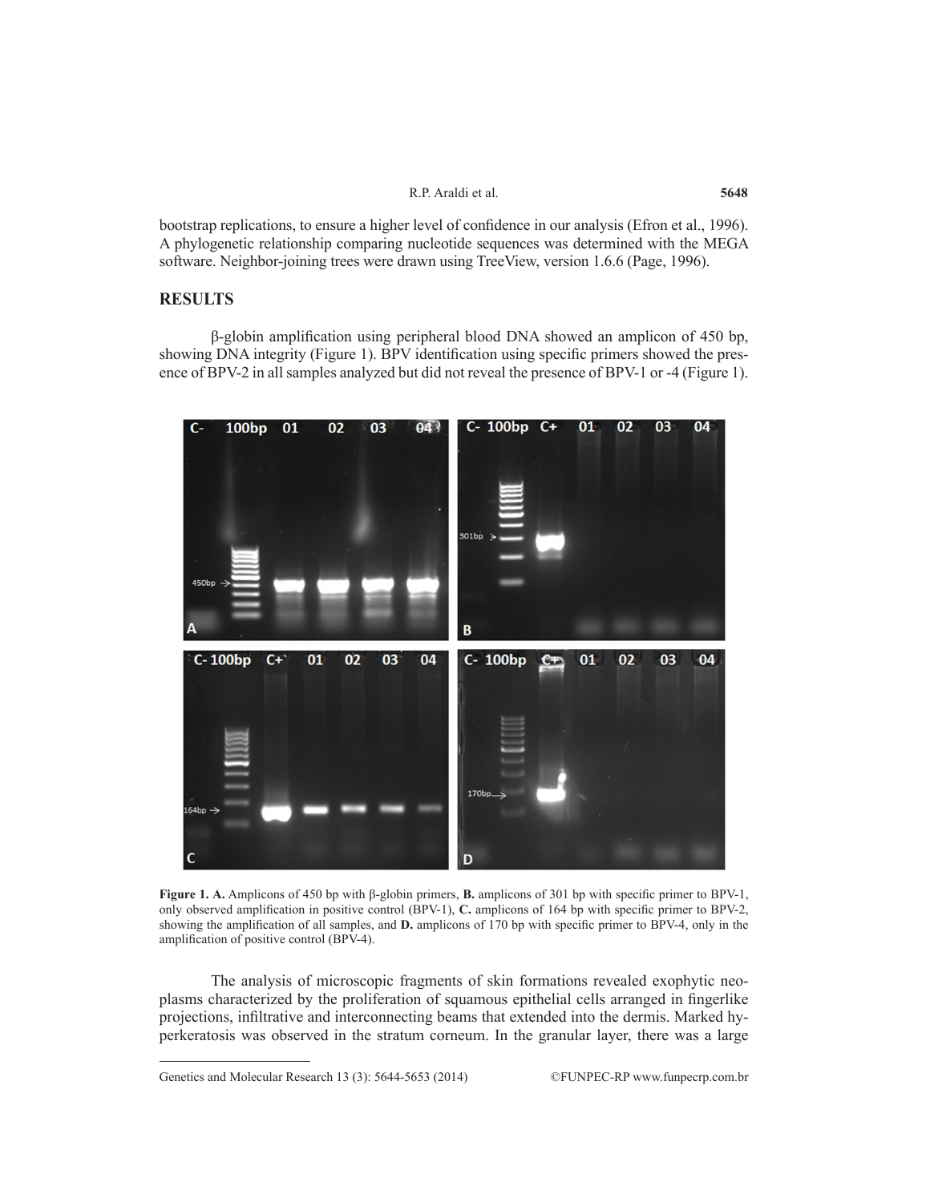bootstrap replications, to ensure a higher level of confidence in our analysis (Efron et al., 1996). A phylogenetic relationship comparing nucleotide sequences was determined with the MEGA software. Neighbor-joining trees were drawn using TreeView, version 1.6.6 (Page, 1996).

## RESULTS

β-globin amplification using peripheral blood DNA showed an amplicon of 450 bp, showing DNA integrity (Figure 1). BPV identification using specific primers showed the presence of BPV-2 in all samples analyzed but did not reveal the presence of BPV-1 or -4 (Figure 1).

**Figure 1. A.** Amplicons of 450 bp with β-globin primers, **B.** amplicons of 301 bp with specific primer to BPV-1, only observed amplification in positive control (BPV-1), **C.** amplicons of 164 bp with specific primer to BPV-2, showing the amplification of all samples, and **D.** amplicons of 170 bp with specific primer to BPV-4, only in the amplification of positive control (BPV-4).

The analysis of microscopic fragments of skin formations revealed exophytic neoplasms characterized by the proliferation of squamous epithelial cells arranged in fingerlike projections, infiltrative and interconnecting beams that extended into the dermis. Marked hyperkeratosis was observed in the stratum corneum. In the granular layer, there was a large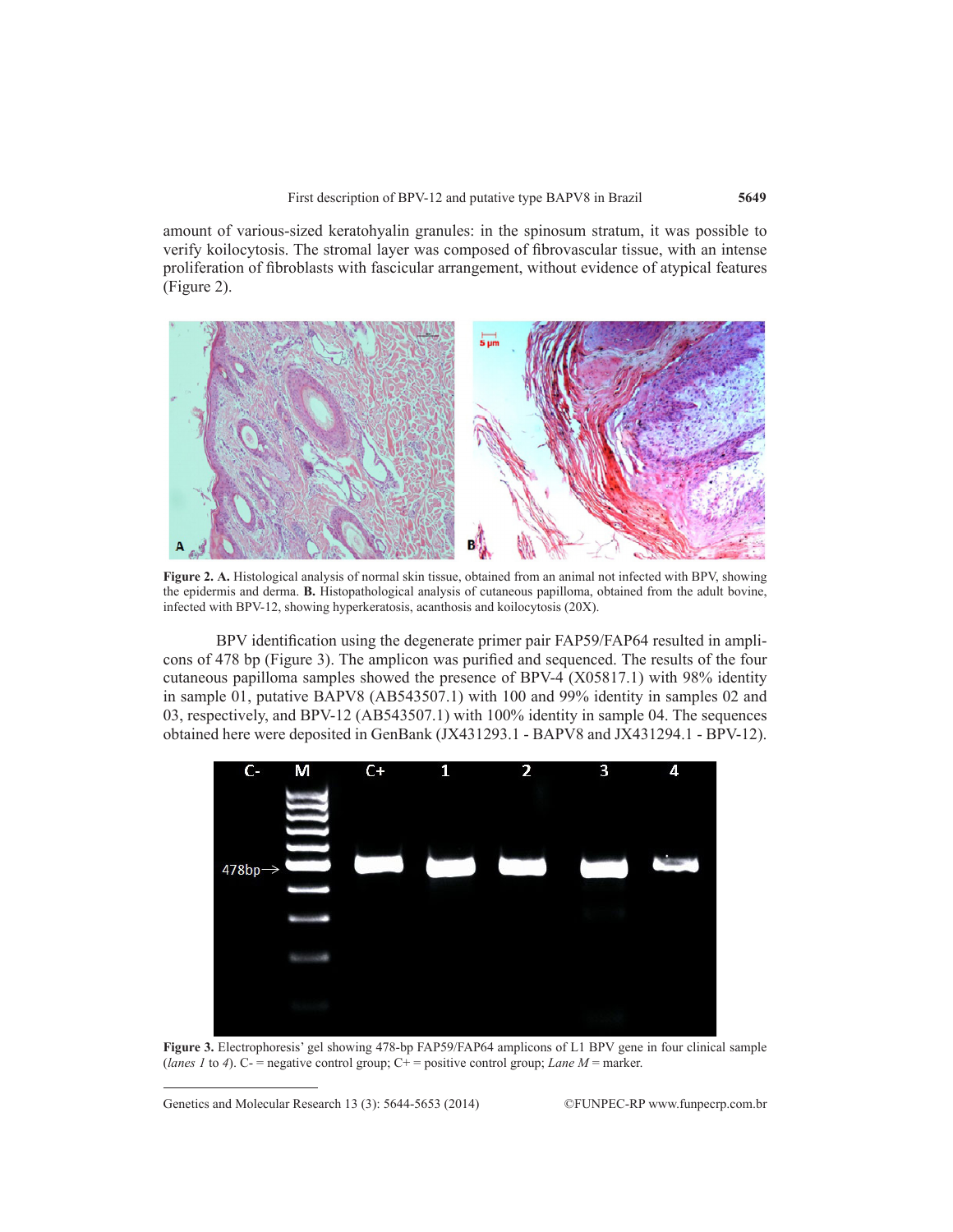amount of various-sized keratohyalin granules: in the spinosum stratum, it was possible to verify koilocytosis. The stromal layer was composed of fibrovascular tissue, with an intense proliferation of fibroblasts with fascicular arrangement, without evidence of atypical features (Figure 2).

**Figure 2. A.** Histological analysis of normal skin tissue, obtained from an animal not infected with BPV, showing the epidermis and derma. **B.** Histopathological analysis of cutaneous papilloma, obtained from the adult bovine, infected with BPV-12, showing hyperkeratosis, acanthosis and koilocytosis (20X).

BPV identification using the degenerate primer pair FAP59/FAP64 resulted in amplicons of 478 bp (Figure 3). The amplicon was purified and sequenced. The results of the four cutaneous papilloma samples showed the presence of BPV-4 (X05817.1) with 98% identity in sample 01, putative BAPV8 (AB543507.1) with 100 and 99% identity in samples 02 and 03, respectively, and BPV-12 (AB543507.1) with 100% identity in sample 04. The sequences obtained here were deposited in GenBank (JX431293.1 - BAPV8 and JX431294.1 - BPV-12).

**Figure 3.** Electrophoresis' gel showing 478-bp FAP59/FAP64 amplicons of L1 BPV gene in four clinical sample (*lanes 1* to *4*). C- = negative control group; C+ = positive control group; *Lane M* = marker.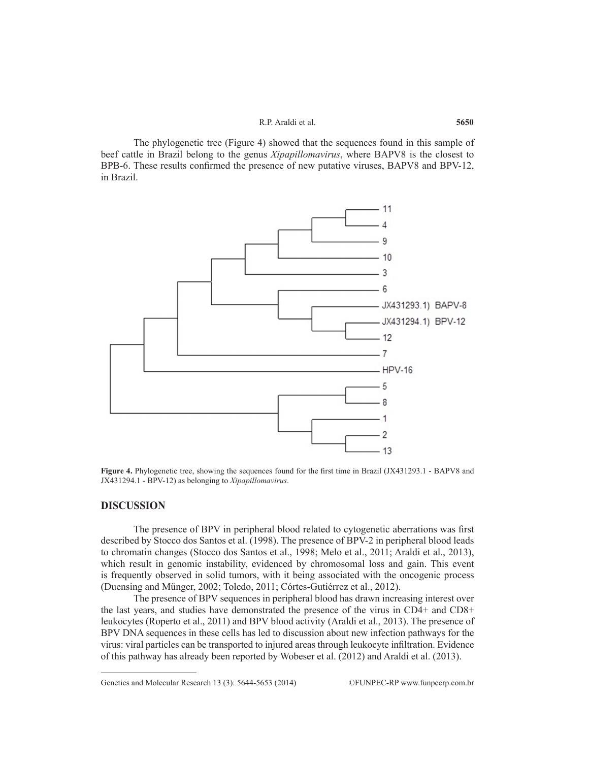The phylogenetic tree (Figure 4) showed that the sequences found in this sample of beef cattle in Brazil belong to the genus *Xipapillomavirus*, where BAPV8 is the closest to BPB-6. These results confirmed the presence of new putative viruses, BAPV8 and BPV-12, in Brazil.

**Figure 4.** Phylogenetic tree, showing the sequences found for the first time in Brazil (JX431293.1 - BAPV8 and JX431294.1 - BPV-12) as belonging to *Xipapillomavirus*.

## DISCUSSION

The presence of BPV in peripheral blood related to cytogenetic aberrations was first described by Stocco dos Santos et al. (1998). The presence of BPV-2 in peripheral blood leads to chromatin changes (Stocco dos Santos et al., 1998; Melo et al., 2011; Araldi et al., 2013), which result in genomic instability, evidenced by chromosomal loss and gain. This event is frequently observed in solid tumors, with it being associated with the oncogenic process (Duensing and Münger, 2002; Toledo, 2011; Córtes-Gutiérrez et al., 2012).

The presence of BPV sequences in peripheral blood has drawn increasing interest over the last years, and studies have demonstrated the presence of the virus in CD4+ and CD8+ leukocytes (Roperto et al., 2011) and BPV blood activity (Araldi et al., 2013). The presence of BPV DNA sequences in these cells has led to discussion about new infection pathways for the virus: viral particles can be transported to injured areas through leukocyte infiltration. Evidence of this pathway has already been reported by Wobeser et al. (2012) and Araldi et al. (2013).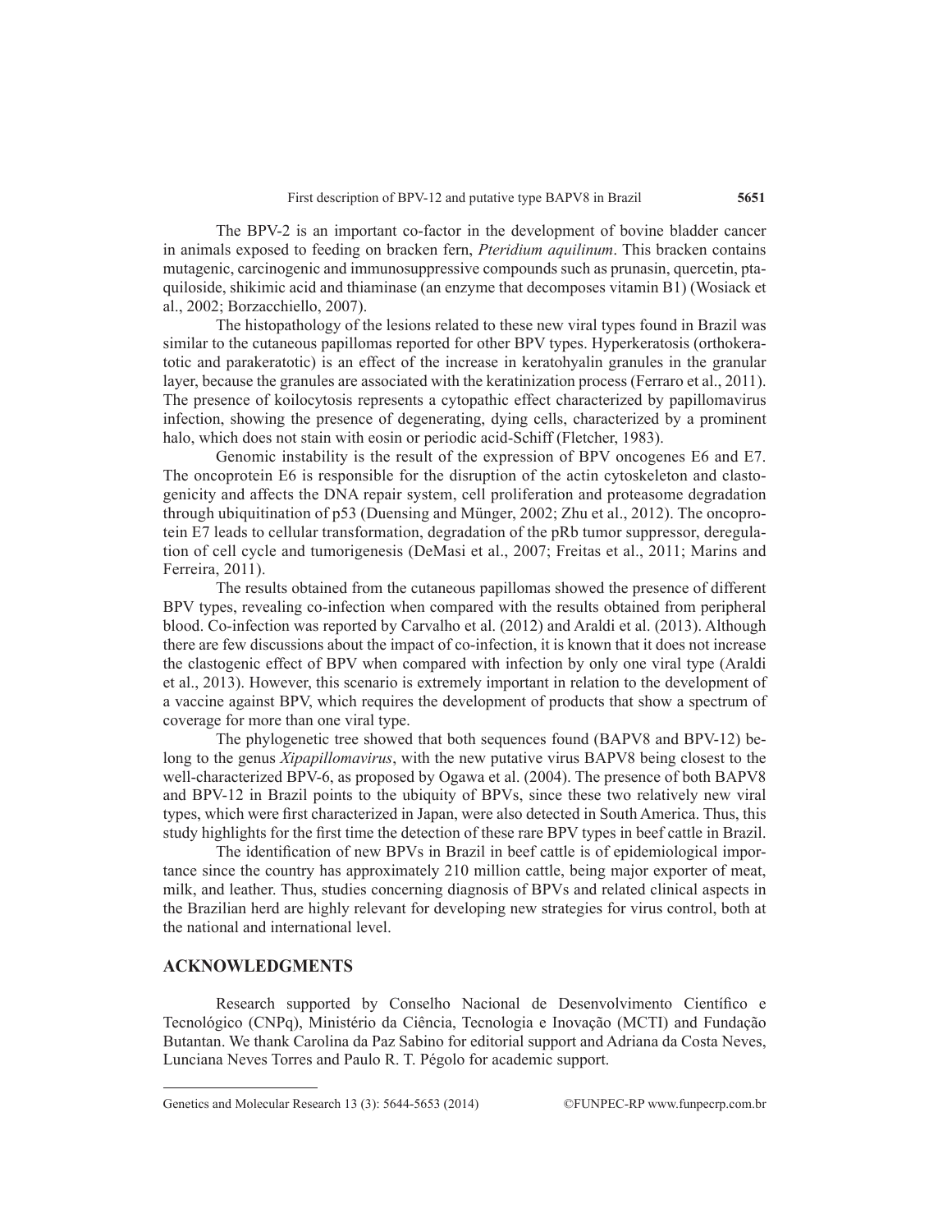The BPV-2 is an important co-factor in the development of bovine bladder cancer in animals exposed to feeding on bracken fern, *Pteridium aquilinum*. This bracken contains mutagenic, carcinogenic and immunosuppressive compounds such as prunasin, quercetin, ptaquiloside, shikimic acid and thiaminase (an enzyme that decomposes vitamin B1) (Wosiack et al., 2002; Borzacchiello, 2007).

The histopathology of the lesions related to these new viral types found in Brazil was similar to the cutaneous papillomas reported for other BPV types. Hyperkeratosis (orthokeratotic and parakeratotic) is an effect of the increase in keratohyalin granules in the granular layer, because the granules are associated with the keratinization process (Ferraro et al., 2011). The presence of koilocytosis represents a cytopathic effect characterized by papillomavirus infection, showing the presence of degenerating, dying cells, characterized by a prominent halo, which does not stain with eosin or periodic acid-Schiff (Fletcher, 1983).

Genomic instability is the result of the expression of BPV oncogenes E6 and E7. The oncoprotein E6 is responsible for the disruption of the actin cytoskeleton and clastogenicity and affects the DNA repair system, cell proliferation and proteasome degradation through ubiquitination of p53 (Duensing and Münger, 2002; Zhu et al., 2012). The oncoprotein E7 leads to cellular transformation, degradation of the pRb tumor suppressor, deregulation of cell cycle and tumorigenesis (DeMasi et al., 2007; Freitas et al., 2011; Marins and Ferreira, 2011).

The results obtained from the cutaneous papillomas showed the presence of different BPV types, revealing co-infection when compared with the results obtained from peripheral blood. Co-infection was reported by Carvalho et al. (2012) and Araldi et al. (2013). Although there are few discussions about the impact of co-infection, it is known that it does not increase the clastogenic effect of BPV when compared with infection by only one viral type (Araldi et al., 2013). However, this scenario is extremely important in relation to the development of a vaccine against BPV, which requires the development of products that show a spectrum of coverage for more than one viral type.

The phylogenetic tree showed that both sequences found (BAPV8 and BPV-12) belong to the genus *Xipapillomavirus*, with the new putative virus BAPV8 being closest to the well-characterized BPV-6, as proposed by Ogawa et al. (2004). The presence of both BAPV8 and BPV-12 in Brazil points to the ubiquity of BPVs, since these two relatively new viral types, which were first characterized in Japan, were also detected in South America. Thus, this study highlights for the first time the detection of these rare BPV types in beef cattle in Brazil.

The identification of new BPVs in Brazil in beef cattle is of epidemiological importance since the country has approximately 210 million cattle, being major exporter of meat, milk, and leather. Thus, studies concerning diagnosis of BPVs and related clinical aspects in the Brazilian herd are highly relevant for developing new strategies for virus control, both at the national and international level.

## ACKNOWLEDGMENTS

Research supported by Conselho Nacional de Desenvolvimento Científico e Tecnológico (CNPq), Ministério da Ciência, Tecnologia e Inovação (MCTI) and Fundação Butantan. We thank Carolina da Paz Sabino for editorial support and Adriana da Costa Neves, Lunciana Neves Torres and Paulo R. T. Pégolo for academic support.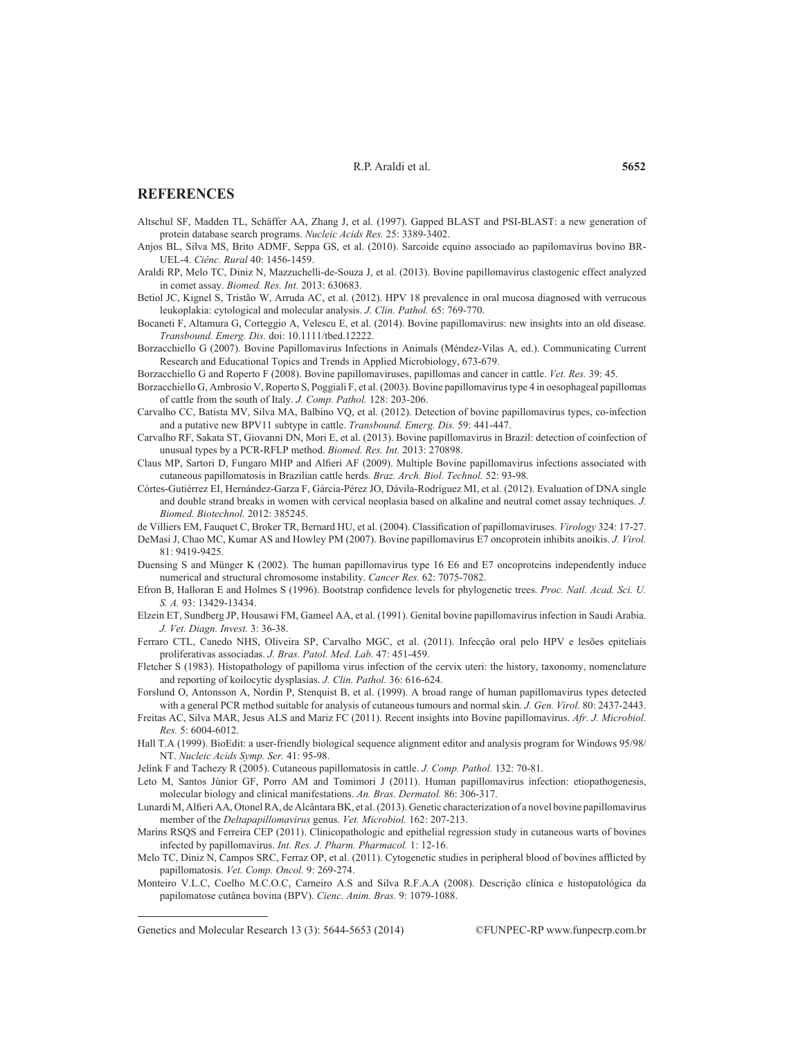## REFERENCES

Altschul SF, Madden TL, Schäffer AA, Zhang J, et al. (1997). Gapped BLAST and PSI-BLAST: a new generation of protein database search programs. *Nucleic Acids Res.* 25: 3389-3402.

Anjos BL, Silva MS, Brito ADMF, Seppa GS, et al. (2010). Sarcoide equino associado ao papilomavírus bovino BR-UEL-4. *Ciênc. Rural* 40: 1456-1459.

Araldi RP, Melo TC, Diniz N, Mazzuchelli-de-Souza J, et al. (2013). Bovine papillomavirus clastogenic effect analyzed in comet assay. *Biomed. Res. Int.* 2013: 630683.

Betiol JC, Kignel S, Tristão W, Arruda AC, et al. (2012). HPV 18 prevalence in oral mucosa diagnosed with verrucous leukoplakia: cytological and molecular analysis. *J. Clin. Pathol.* 65: 769-770.

Bocaneti F, Altamura G, Corteggio A, Velescu E, et al. (2014). Bovine papillomavirus: new insights into an old disease. *Transbound. Emerg. Dis.* doi: 10.1111/tbed.12222.

Borzacchiello G (2007). Bovine Papillomavirus Infections in Animals (Méndez-Vilas A, ed.). Communicating Current Research and Educational Topics and Trends in Applied Microbiology, 673-679.

Borzacchiello G and Roperto F (2008). Bovine papillomaviruses, papillomas and cancer in cattle. *Vet. Res.* 39: 45.

Borzacchiello G, Ambrosio V, Roperto S, Poggiali F, et al. (2003). Bovine papillomavirus type 4 in oesophageal papillomas of cattle from the south of Italy. *J. Comp. Pathol.* 128: 203-206.

Carvalho CC, Batista MV, Silva MA, Balbino VQ, et al. (2012). Detection of bovine papillomavirus types, co-infection and a putative new BPV11 subtype in cattle. *Transbound. Emerg. Dis.* 59: 441-447.

Carvalho RF, Sakata ST, Giovanni DN, Mori E, et al. (2013). Bovine papillomavirus in Brazil: detection of coinfection of unusual types by a PCR-RFLP method. *Biomed. Res. Int.* 2013: 270898.

Claus MP, Sartori D, Fungaro MHP and Alfieri AF (2009). Multiple Bovine papillomavirus infections associated with cutaneous papillomatosis in Brazilian cattle herds. *Braz. Arch. Biol. Technol.* 52: 93-98.

Córtes-Gutiérrez EI, Hernández-Garza F, Gárcia-Pérez JO, Dávila-Rodríguez MI, et al. (2012). Evaluation of DNA single and double strand breaks in women with cervical neoplasia based on alkaline and neutral comet assay techniques. *J. Biomed. Biotechnol.* 2012: 385245.

de Villiers EM, Fauquet C, Broker TR, Bernard HU, et al. (2004). Classification of papillomaviruses. *Virology* 324: 17-27.

DeMasi J, Chao MC, Kumar AS and Howley PM (2007). Bovine papillomavirus E7 oncoprotein inhibits anoikis. *J. Virol.* 81: 9419-9425.

Duensing S and Münger K (2002). The human papillomavirus type 16 E6 and E7 oncoproteins independently induce numerical and structural chromosome instability. *Cancer Res.* 62: 7075-7082.

Efron B, Halloran E and Holmes S (1996). Bootstrap confidence levels for phylogenetic trees. *Proc. Natl. Acad. Sci. U. S. A.* 93: 13429-13434.

Elzein ET, Sundberg JP, Housawi FM, Gameel AA, et al. (1991). Genital bovine papillomavirus infection in Saudi Arabia. *J. Vet. Diagn. Invest.* 3: 36-38.

Ferraro CTL, Canedo NHS, Oliveira SP, Carvalho MGC, et al. (2011). Infecção oral pelo HPV e lesões epiteliais proliferativas associadas. *J. Bras. Patol. Med. Lab.* 47: 451-459.

Fletcher S (1983). Histopathology of papilloma virus infection of the cervix uteri: the history, taxonomy, nomenclature and reporting of koilocytic dysplasias. *J. Clin. Pathol.* 36: 616-624.

Forslund O, Antonsson A, Nordin P, Stenquist B, et al. (1999). A broad range of human papillomavirus types detected with a general PCR method suitable for analysis of cutaneous tumours and normal skin. *J. Gen. Virol.* 80: 2437-2443.

Freitas AC, Silva MAR, Jesus ALS and Mariz FC (2011). Recent insights into Bovine papillomavirus. *Afr. J. Microbiol. Res.* 5: 6004-6012.

Hall T.A (1999). BioEdit: a user-friendly biological sequence alignment editor and analysis program for Windows 95/98/NT. *Nucleic Acids Symp. Ser.* 41: 95-98.

Jelínk F and Tachezy R (2005). Cutaneous papillomatosis in cattle. *J. Comp. Pathol.* 132: 70-81.

Leto M, Santos Júnior GF, Porro AM and Tomimori J (2011). Human papillomavirus infection: etiopathogenesis, molecular biology and clinical manifestations. *An. Bras. Dermatol.* 86: 306-317.

Lunardi M, Alfieri AA, Otonel RA, de Alcântara BK, et al. (2013). Genetic characterization of a novel bovine papillomavirus member of the *Deltapapillomavirus* genus. *Vet. Microbiol.* 162: 207-213.

Marins RSQS and Ferreira CEP (2011). Clinicopathologic and epithelial regression study in cutaneous warts of bovines infected by papillomavirus. *Int. Res. J. Pharm. Pharmacol.* 1: 12-16.

Melo TC, Diniz N, Campos SRC, Ferraz OP, et al. (2011). Cytogenetic studies in peripheral blood of bovines afflicted by papillomatosis. *Vet. Comp. Oncol.* 9: 269-274.

Monteiro V.L.C, Coelho M.C.O.C, Carneiro A.S and Silva R.F.A.A (2008). Descrição clínica e histopatológica da papilomatose cutânea bovina (BPV). *Cienc. Anim. Bras.* 9: 1079-1088.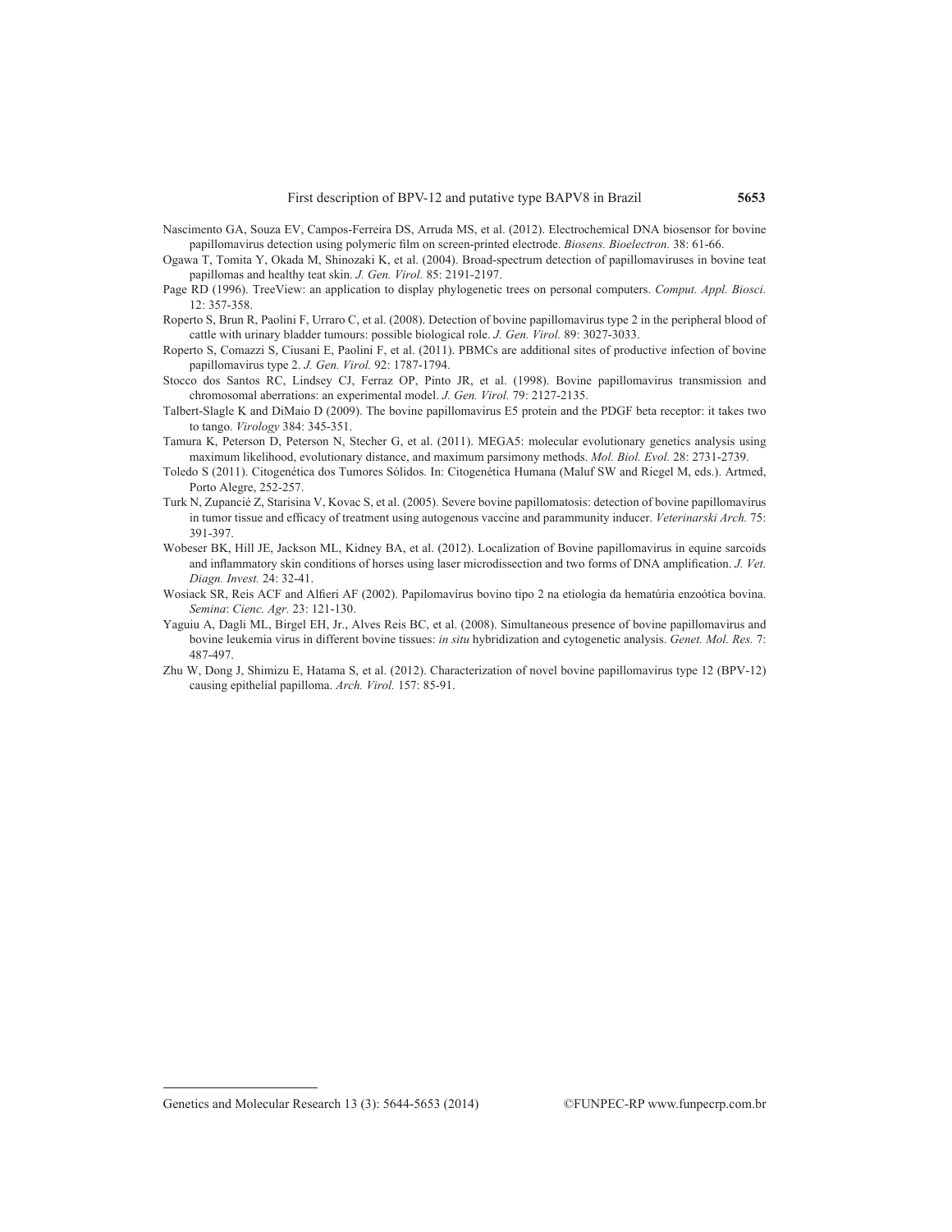Nascimento GA, Souza EV, Campos-Ferreira DS, Arruda MS, et al. (2012). Electrochemical DNA biosensor for bovine papillomavirus detection using polymeric film on screen-printed electrode. *Biosens. Bioelectron.* 38: 61-66.

Ogawa T, Tomita Y, Okada M, Shinozaki K, et al. (2004). Broad-spectrum detection of papillomaviruses in bovine teat papillomas and healthy teat skin. *J. Gen. Virol.* 85: 2191-2197.

Page RD (1996). TreeView: an application to display phylogenetic trees on personal computers. *Comput. Appl. Biosci.* 12: 357-358.

Roperto S, Brun R, Paolini F, Urraro C, et al. (2008). Detection of bovine papillomavirus type 2 in the peripheral blood of cattle with urinary bladder tumours: possible biological role. *J. Gen. Virol.* 89: 3027-3033.

Roperto S, Comazzi S, Ciusani E, Paolini F, et al. (2011). PBMCs are additional sites of productive infection of bovine papillomavirus type 2. *J. Gen. Virol.* 92: 1787-1794.

Stocco dos Santos RC, Lindsey CJ, Ferraz OP, Pinto JR, et al. (1998). Bovine papillomavirus transmission and chromosomal aberrations: an experimental model. *J. Gen. Virol.* 79: 2127-2135.

Talbert-Slagle K and DiMaio D (2009). The bovine papillomavirus E5 protein and the PDGF beta receptor: it takes two to tango. *Virology* 384: 345-351.

Tamura K, Peterson D, Peterson N, Stecher G, et al. (2011). MEGA5: molecular evolutionary genetics analysis using maximum likelihood, evolutionary distance, and maximum parsimony methods. *Mol. Biol. Evol.* 28: 2731-2739.

Toledo S (2011). Citogenética dos Tumores Sólidos. In: Citogenética Humana (Maluf SW and Riegel M, eds.). Artmed, Porto Alegre, 252-257.

Turk N, Zupancié Z, Starisina V, Kovac S, et al. (2005). Severe bovine papillomatosis: detection of bovine papillomavirus in tumor tissue and efficacy of treatment using autogenous vaccine and parammunity inducer. *Veterinarski Arch.* 75: 391-397.

Wobeser BK, Hill JE, Jackson ML, Kidney BA, et al. (2012). Localization of Bovine papillomavirus in equine sarcoids and inflammatory skin conditions of horses using laser microdissection and two forms of DNA amplification. *J. Vet. Diagn. Invest.* 24: 32-41.

Wosiack SR, Reis ACF and Alfieri AF (2002). Papilomavírus bovino tipo 2 na etiologia da hematúria enzoótica bovina. *Semina*: *Cienc. Agr.* 23: 121-130.

Yaguiu A, Dagli ML, Birgel EH, Jr., Alves Reis BC, et al. (2008). Simultaneous presence of bovine papillomavirus and bovine leukemia virus in different bovine tissues: *in situ* hybridization and cytogenetic analysis. *Genet. Mol. Res.* 7: 487-497.

Zhu W, Dong J, Shimizu E, Hatama S, et al. (2012). Characterization of novel bovine papillomavirus type 12 (BPV-12) causing epithelial papilloma. *Arch. Virol.* 157: 85-91.